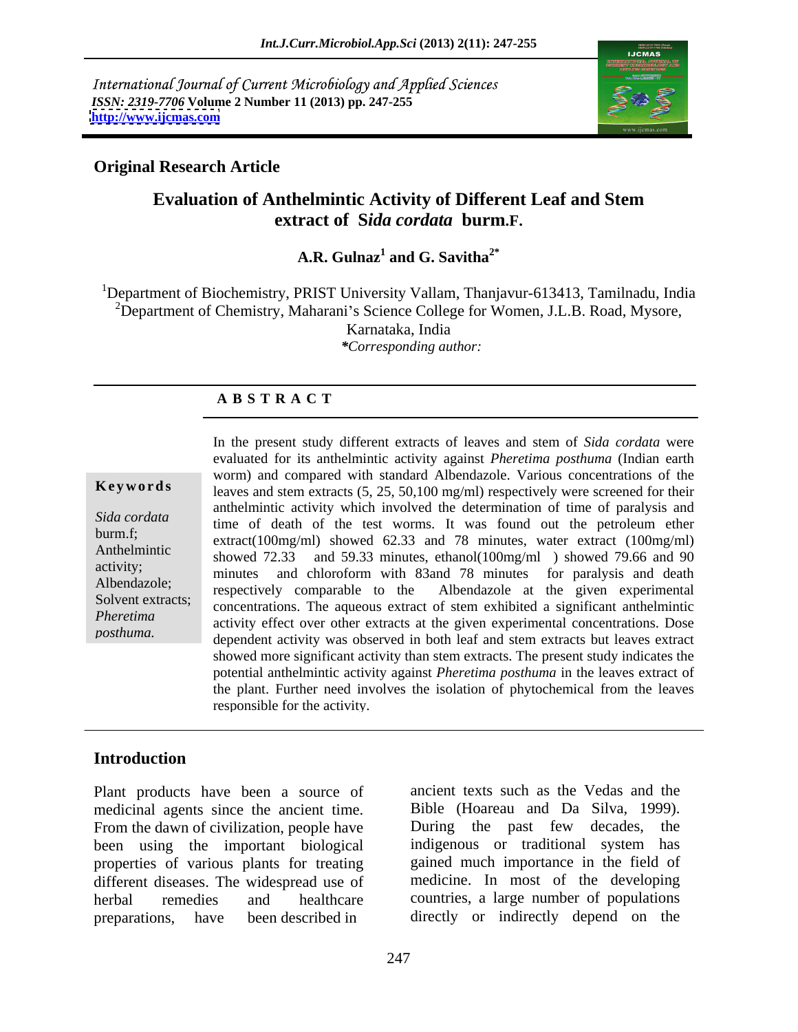International Journal of Current Microbiology and Applied Sciences
*ISSN: 2319-7706* **Volume 2 Number 11 (2013) pp. 247-255**
**http://www.ijcmas.com**

**Original Research Article**

# Evaluation of Anthelmintic Activity of Different Leaf and Stem extract of *Sida cordata* burm.F.

**A.R. Gulnaz[1] and G. Savitha[2*]**

[1]Department of Biochemistry, PRIST University Vallam, Thanjavur-613413, Tamilnadu, India
[2]Department of Chemistry, Maharani's Science College for Women, J.L.B. Road, Mysore, Karnataka, India
*\*Corresponding author:*

## A B S T R A C T

**Keywords**

*Sida cordata* burm.f; Anthelmintic activity; Albendazole; Solvent extracts; *Pheretima posthuma.*

In the present study different extracts of leaves and stem of *Sida cordata* were evaluated for its anthelmintic activity against *Pheretima posthuma* (Indian earth worm) and compared with standard Albendazole. Various concentrations of the leaves and stem extracts (5, 25, 50,100 mg/ml) respectively were screened for their anthelmintic activity which involved the determination of time of paralysis and time of death of the test worms. It was found out the petroleum ether extract(100mg/ml) showed 62.33 and 78 minutes, water extract (100mg/ml) showed 72.33 and 59.33 minutes, ethanol(100mg/ml ) showed 79.66 and 90 minutes and chloroform with 83and 78 minutes for paralysis and death respectively comparable to the Albendazole at the given experimental concentrations. The aqueous extract of stem exhibited a significant anthelmintic activity effect over other extracts at the given experimental concentrations. Dose dependent activity was observed in both leaf and stem extracts but leaves extract showed more significant activity than stem extracts. The present study indicates the potential anthelmintic activity against *Pheretima posthuma* in the leaves extract of the plant. Further need involves the isolation of phytochemical from the leaves responsible for the activity.

## Introduction

Plant products have been a source of medicinal agents since the ancient time. From the dawn of civilization, people have been using the important biological properties of various plants for treating different diseases. The widespread use of herbal remedies and healthcare preparations, have been described in ancient texts such as the Vedas and the Bible (Hoareau and Da Silva, 1999). During the past few decades, the indigenous or traditional system has gained much importance in the field of medicine. In most of the developing countries, a large number of populations directly or indirectly depend on the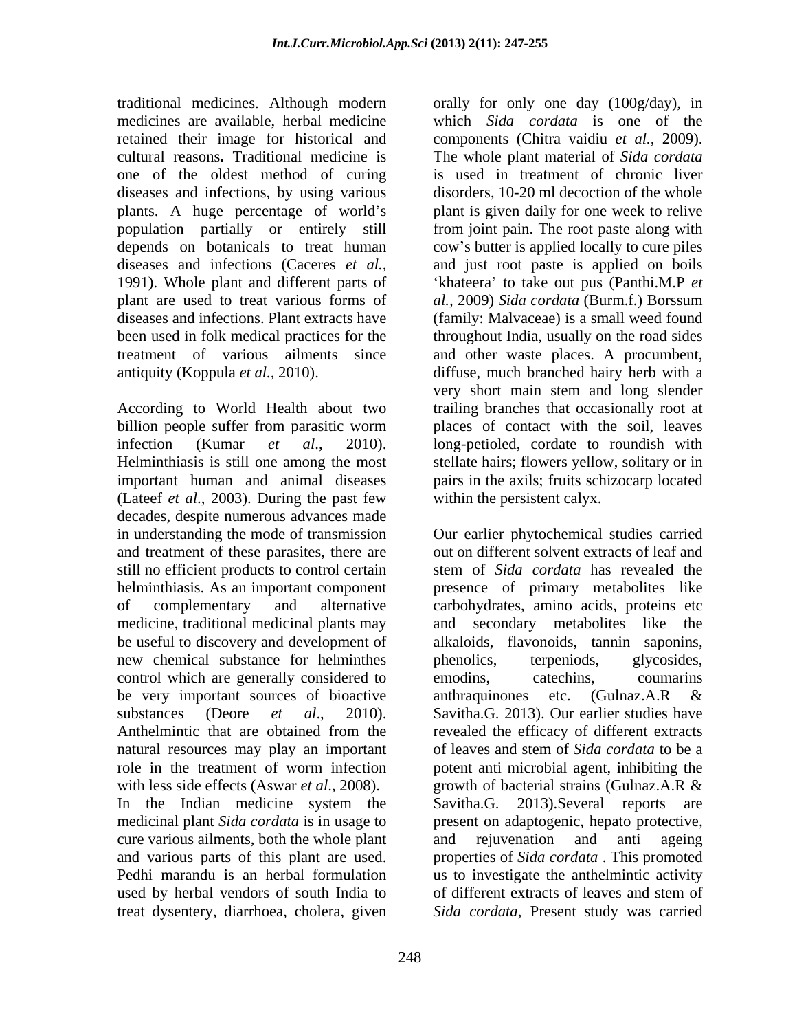traditional medicines. Although modern medicines are available, herbal medicine retained their image for historical and cultural reasons**.** Traditional medicine is one of the oldest method of curing diseases and infections, by using various plants. A huge percentage of world's population partially or entirely still depends on botanicals to treat human diseases and infections (Caceres *et al.,* 1991). Whole plant and different parts of plant are used to treat various forms of diseases and infections. Plant extracts have been used in folk medical practices for the treatment of various ailments since antiquity (Koppula *et al.*, 2010).

According to World Health about two billion people suffer from parasitic worm infection (Kumar *et al*., 2010). Helminthiasis is still one among the most important human and animal diseases (Lateef *et al*., 2003). During the past few decades, despite numerous advances made in understanding the mode of transmission and treatment of these parasites, there are still no efficient products to control certain helminthiasis. As an important component of complementary and alternative medicine, traditional medicinal plants may be useful to discovery and development of new chemical substance for helminthes control which are generally considered to be very important sources of bioactive substances (Deore *et al*., 2010). Anthelmintic that are obtained from the natural resources may play an important role in the treatment of worm infection with less side effects (Aswar *et al*., 2008). In the Indian medicine system the medicinal plant *Sida cordata* is in usage to cure various ailments, both the whole plant and various parts of this plant are used. Pedhi marandu is an herbal formulation used by herbal vendors of south India to treat dysentery, diarrhoea, cholera, given orally for only one day (100g/day), in which *Sida cordata* is one of the components (Chitra vaidiu *et al.,* 2009). The whole plant material of *Sida cordata* is used in treatment of chronic liver disorders, 10-20 ml decoction of the whole plant is given daily for one week to relive from joint pain. The root paste along with cow's butter is applied locally to cure piles and just root paste is applied on boils 'khateera' to take out pus (Panthi.M.P *et al.,* 2009) *Sida cordata* (Burm.f.) Borssum (family: Malvaceae) is a small weed found throughout India, usually on the road sides and other waste places. A procumbent, diffuse, much branched hairy herb with a very short main stem and long slender trailing branches that occasionally root at places of contact with the soil, leaves long-petioled, cordate to roundish with stellate hairs; flowers yellow, solitary or in pairs in the axils; fruits schizocarp located within the persistent calyx.

Our earlier phytochemical studies carried out on different solvent extracts of leaf and stem of *Sida cordata* has revealed the presence of primary metabolites like carbohydrates, amino acids, proteins etc and secondary metabolites like the alkaloids, flavonoids, tannin saponins, phenolics, terpeniods, glycosides, emodins, catechins, coumarins anthraquinones etc. (Gulnaz.A.R & Savitha.G. 2013). Our earlier studies have revealed the efficacy of different extracts of leaves and stem of *Sida cordata* to be a potent anti microbial agent, inhibiting the growth of bacterial strains (Gulnaz.A.R & Savitha.G. 2013).Several reports are present on adaptogenic, hepato protective, and rejuvenation and anti ageing properties of *Sida cordata* . This promoted us to investigate the anthelmintic activity of different extracts of leaves and stem of *Sida cordata,* Present study was carried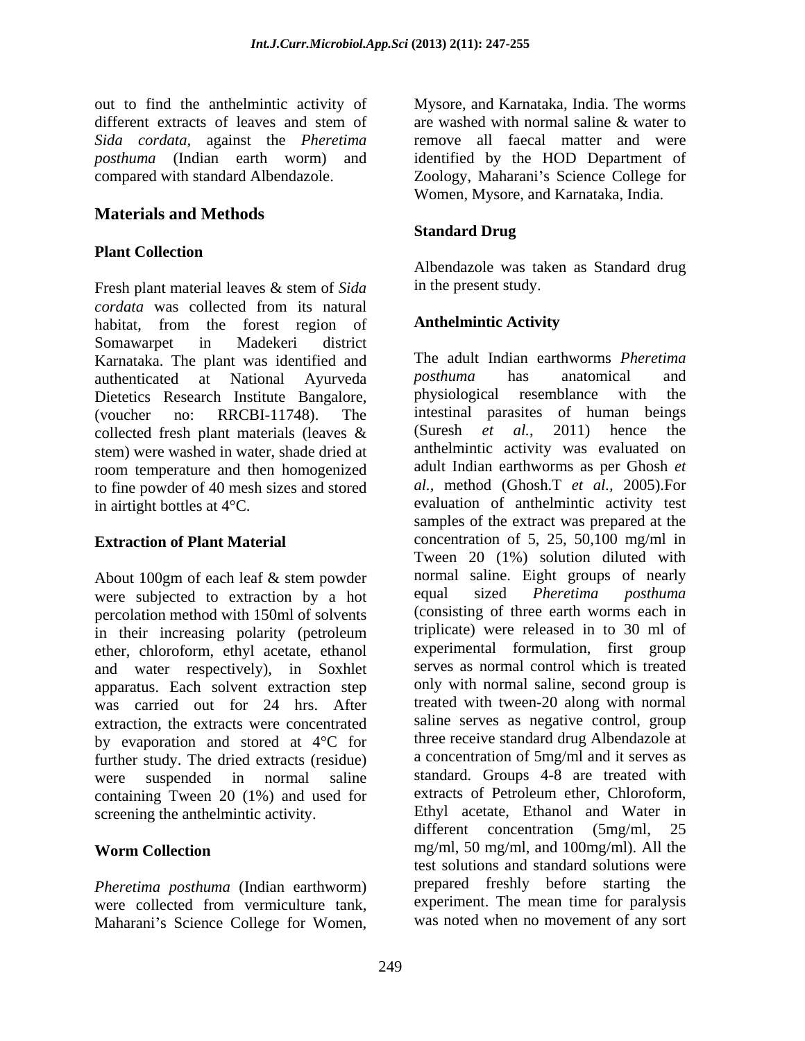out to find the anthelmintic activity of different extracts of leaves and stem of *Sida cordata,* against the *Pheretima posthuma* (Indian earth worm) and compared with standard Albendazole.

## Materials and Methods

### Plant Collection

Fresh plant material leaves & stem of *Sida cordata* was collected from its natural habitat, from the forest region of Somawarpet in Madekeri district Karnataka. The plant was identified and authenticated at National Ayurveda Dietetics Research Institute Bangalore, (voucher no: RRCBI-11748). The collected fresh plant materials (leaves & stem) were washed in water, shade dried at room temperature and then homogenized to fine powder of 40 mesh sizes and stored in airtight bottles at 4°C.

### Extraction of Plant Material

About 100gm of each leaf & stem powder were subjected to extraction by a hot percolation method with 150ml of solvents in their increasing polarity (petroleum ether, chloroform, ethyl acetate, ethanol and water respectively), in Soxhlet apparatus. Each solvent extraction step was carried out for 24 hrs. After extraction, the extracts were concentrated by evaporation and stored at 4°C for further study. The dried extracts (residue) were suspended in normal saline containing Tween 20 (1%) and used for screening the anthelmintic activity.

### Worm Collection

*Pheretima posthuma* (Indian earthworm) were collected from vermiculture tank, Maharani's Science College for Women, Mysore, and Karnataka, India. The worms are washed with normal saline & water to remove all faecal matter and were identified by the HOD Department of Zoology, Maharani's Science College for Women, Mysore, and Karnataka, India.

### Standard Drug

Albendazole was taken as Standard drug in the present study.

### Anthelmintic Activity

The adult Indian earthworms *Pheretima posthuma* has anatomical and physiological resemblance with the intestinal parasites of human beings (Suresh *et al.*, 2011) hence the anthelmintic activity was evaluated on adult Indian earthworms as per Ghosh *et al.,* method (Ghosh.T *et al.,* 2005).For evaluation of anthelmintic activity test samples of the extract was prepared at the concentration of 5, 25, 50,100 mg/ml in Tween 20 (1%) solution diluted with normal saline. Eight groups of nearly equal sized *Pheretima posthuma* (consisting of three earth worms each in triplicate) were released in to 30 ml of experimental formulation, first group serves as normal control which is treated only with normal saline, second group is treated with tween-20 along with normal saline serves as negative control, group three receive standard drug Albendazole at a concentration of 5mg/ml and it serves as standard. Groups 4-8 are treated with extracts of Petroleum ether, Chloroform, Ethyl acetate, Ethanol and Water in different concentration (5mg/ml, 25 mg/ml, 50 mg/ml, and 100mg/ml). All the test solutions and standard solutions were prepared freshly before starting the experiment. The mean time for paralysis was noted when no movement of any sort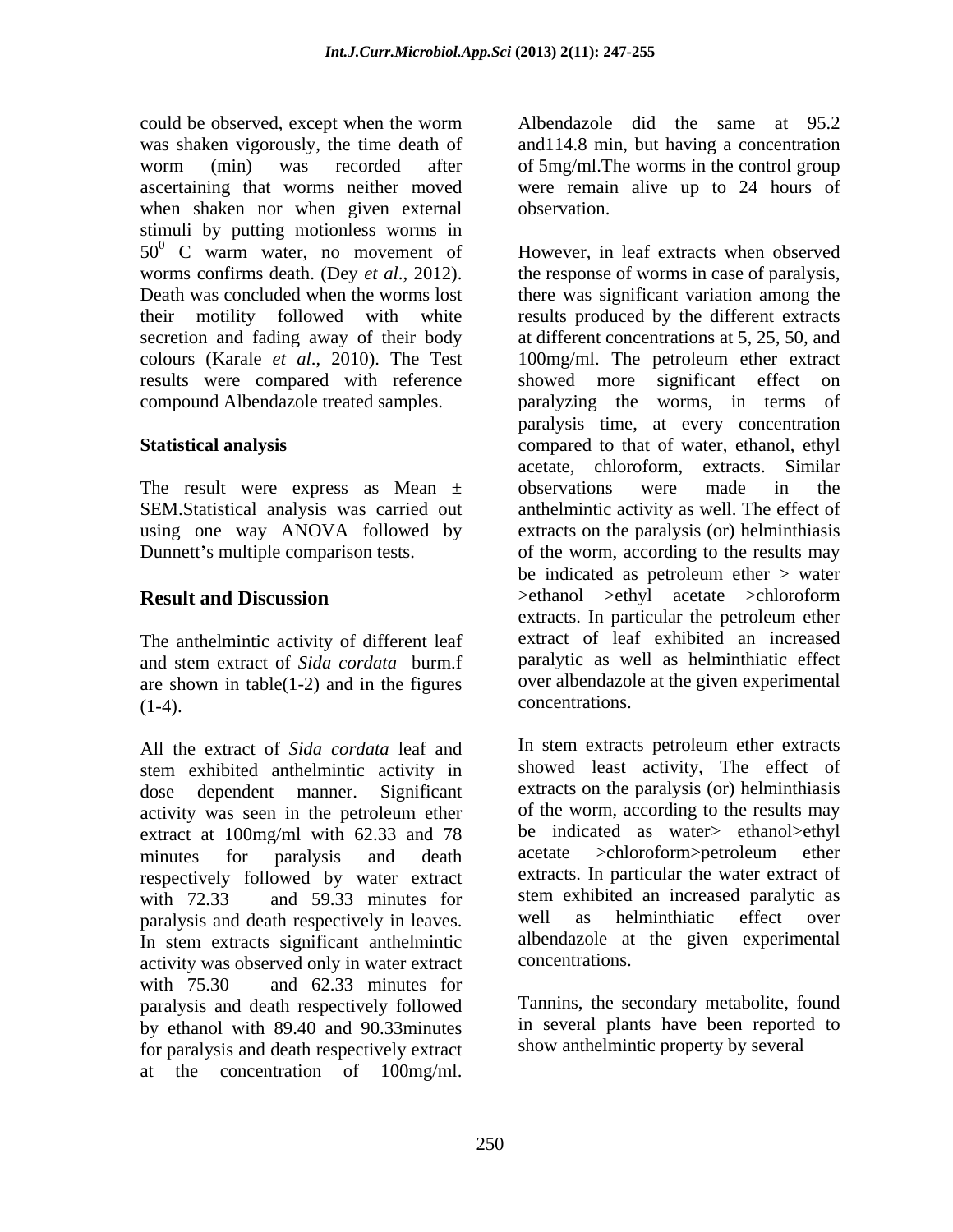could be observed, except when the worm was shaken vigorously, the time death of worm (min) was recorded after ascertaining that worms neither moved when shaken nor when given external stimuli by putting motionless worms in $50^0$ C warm water, no movement of worms confirms death. (Dey *et al*., 2012). Death was concluded when the worms lost their motility followed with white secretion and fading away of their body colours (Karale *et al*., 2010). The Test results were compared with reference compound Albendazole treated samples.

## Statistical analysis

The result were express as Mean ± SEM.Statistical analysis was carried out using one way ANOVA followed by Dunnett's multiple comparison tests.

## Result and Discussion

The anthelmintic activity of different leaf and stem extract of *Sida cordata* burm.f are shown in table(1-2) and in the figures (1-4).

All the extract of *Sida cordata* leaf and stem exhibited anthelmintic activity in dose dependent manner. Significant activity was seen in the petroleum ether extract at 100mg/ml with 62.33 and 78 minutes for paralysis and death respectively followed by water extract with 72.33 and 59.33 minutes for paralysis and death respectively in leaves. In stem extracts significant anthelmintic activity was observed only in water extract with 75.30 and 62.33 minutes for paralysis and death respectively followed by ethanol with 89.40 and 90.33minutes for paralysis and death respectively extract at the concentration of 100mg/ml. Albendazole did the same at 95.2 and114.8 min, but having a concentration of 5mg/ml.The worms in the control group were remain alive up to 24 hours of observation.

However, in leaf extracts when observed the response of worms in case of paralysis, there was significant variation among the results produced by the different extracts at different concentrations at 5, 25, 50, and 100mg/ml. The petroleum ether extract showed more significant effect on paralyzing the worms, in terms of paralysis time, at every concentration compared to that of water, ethanol, ethyl acetate, chloroform, extracts. Similar observations were made in the anthelmintic activity as well. The effect of extracts on the paralysis (or) helminthiasis of the worm, according to the results may be indicated as petroleum ether > water >ethanol >ethyl acetate >chloroform extracts. In particular the petroleum ether extract of leaf exhibited an increased paralytic as well as helminthiatic effect over albendazole at the given experimental concentrations.

In stem extracts petroleum ether extracts showed least activity, The effect of extracts on the paralysis (or) helminthiasis of the worm, according to the results may be indicated as water> ethanol>ethyl acetate >chloroform>petroleum ether extracts. In particular the water extract of stem exhibited an increased paralytic as well as helminthiatic effect over albendazole at the given experimental concentrations.

Tannins, the secondary metabolite, found in several plants have been reported to show anthelmintic property by several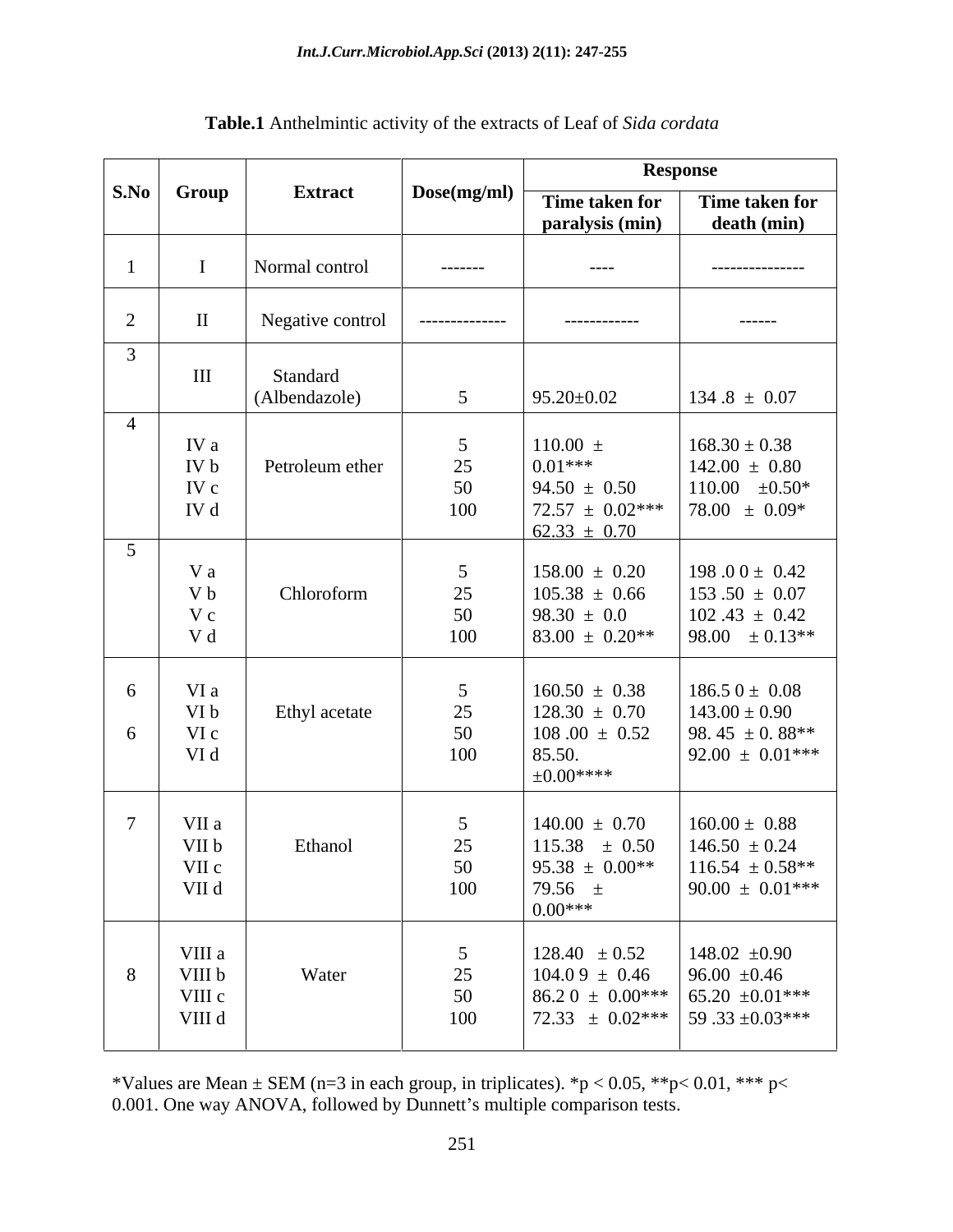**Table.1** Anthelmintic activity of the extracts of Leaf of *Sida cordata*

| S.No | Group | Extract | Dose(mg/ml) | Response | |
|---|---|---|---|---|---|
| | | | | Time taken for paralysis (min) | Time taken for death (min) |
| 1 | I | Normal control | ------- | ---- | --------------- |
| 2 | II | Negative control | -------------- | ------------ | ------ |
| 3 | III | Standard (Albendazole) | 5 | 95.20±0.02 | 134 .8 ± 0.07 |
| 4 | IV a<br>IV b<br>IV c<br>IV d | Petroleum ether | 5<br>25<br>50<br>100 | 110.00 ±<br>0.01***<br>94.50 ± 0.50<br>72.57 ± 0.02***<br>62.33 ± 0.70 | 168.30 ± 0.38<br>142.00 ± 0.80<br>110.00 ±0.50*<br>78.00 ± 0.09* |
| 5 | V a<br>V b<br>V c<br>V d | Chloroform | 5<br>25<br>50<br>100 | 158.00 ± 0.20<br>105.38 ± 0.66<br>98.30 ± 0.0<br>83.00 ± 0.20** | 198 .0 0 ± 0.42<br>153 .50 ± 0.07<br>102 .43 ± 0.42<br>98.00 ± 0.13** |
| 6<br>6 | VI a<br>VI b<br>VI c<br>VI d | Ethyl acetate | 5<br>25<br>50<br>100 | 160.50 ± 0.38<br>128.30 ± 0.70<br>108 .00 ± 0.52<br>85.50.<br>±0.00**** | 186.5 0 ± 0.08<br>143.00 ± 0.90<br>98. 45 ± 0. 88**<br>92.00 ± 0.01*** |
| 7 | VII a<br>VII b<br>VII c<br>VII d | Ethanol | 5<br>25<br>50<br>100 | 140.00 ± 0.70<br>115.38 ± 0.50<br>95.38 ± 0.00**<br>79.56 ±<br>0.00*** | 160.00 ± 0.88<br>146.50 ± 0.24<br>116.54 ± 0.58**<br>90.00 ± 0.01*** |
| 8 | VIII a<br>VIII b<br>VIII c<br>VIII d | Water | 5<br>25<br>50<br>100 | 128.40 ± 0.52<br>104.0 9 ± 0.46<br>86.2 0 ± 0.00***<br>72.33 ± 0.02*** | 148.02 ±0.90<br>96.00 ±0.46<br>65.20 ±0.01***<br>59 .33 ±0.03*** |

*Values are Mean ± SEM (n=3 in each group, in triplicates). *p < 0.05, **p< 0.01, *** p< 0.001. One way ANOVA, followed by Dunnett's multiple comparison tests.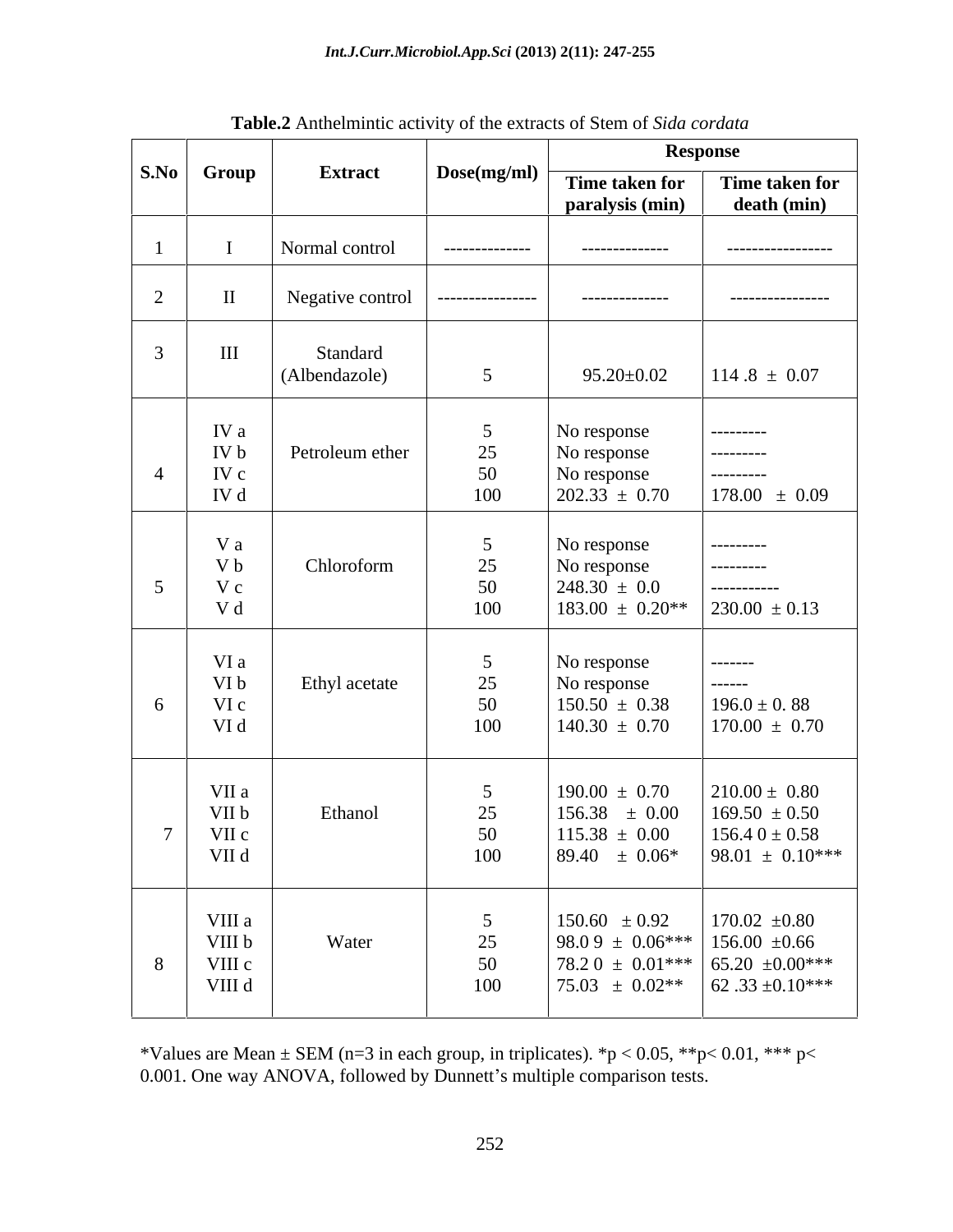**Table.2** Anthelmintic activity of the extracts of Stem of *Sida cordata*

| S.No | Group | Extract | Dose(mg/ml) | Response | |
|---|---|---|---|---|---|
| | | | | **Time taken for paralysis (min)** | **Time taken for death (min)** |
| 1 | I | Normal control | -------------- | -------------- | ----------------- |
| 2 | II | Negative control | ---------------- | -------------- | ---------------- |
| 3 | III | Standard (Albendazole) | 5 | 95.20±0.02 | 114 .8 ± 0.07 |
| 4 | IV a | Petroleum ether | 5 | No response | --------- |
| | IV b | | 25 | No response | --------- |
| | IV c | | 50 | No response | --------- |
| | IV d | | 100 | 202.33 ± 0.70 | 178.00 ± 0.09 |
| 5 | V a | Chloroform | 5 | No response | --------- |
| | V b | | 25 | No response | --------- |
| | V c | | 50 | 248.30 ± 0.0 | ----------- |
| | V d | | 100 | 183.00 ± 0.20** | 230.00 ± 0.13 |
| 6 | VI a | Ethyl acetate | 5 | No response | ------- |
| | VI b | | 25 | No response | ------ |
| | VI c | | 50 | 150.50 ± 0.38 | 196.0 ± 0. 88 |
| | VI d | | 100 | 140.30 ± 0.70 | 170.00 ± 0.70 |
| 7 | VII a | Ethanol | 5 | 190.00 ± 0.70 | 210.00 ± 0.80 |
| | VII b | | 25 | 156.38 ± 0.00 | 169.50 ± 0.50 |
| | VII c | | 50 | 115.38 ± 0.00 | 156.4 0 ± 0.58 |
| | VII d | | 100 | 89.40 ± 0.06* | 98.01 ± 0.10*** |
| 8 | VIII a | Water | 5 | 150.60 ± 0.92 | 170.02 ±0.80 |
| | VIII b | | 25 | 98.0 9 ± 0.06*** | 156.00 ±0.66 |
| | VIII c | | 50 | 78.2 0 ± 0.01*** | 65.20 ±0.00*** |
| | VIII d | | 100 | 75.03 ± 0.02** | 62 .33 ±0.10*** |

*Values are Mean ± SEM (n=3 in each group, in triplicates). *$p < 0.05$, **$p< 0.01$, *** $p< 0.001$. One way ANOVA, followed by Dunnett's multiple comparison tests.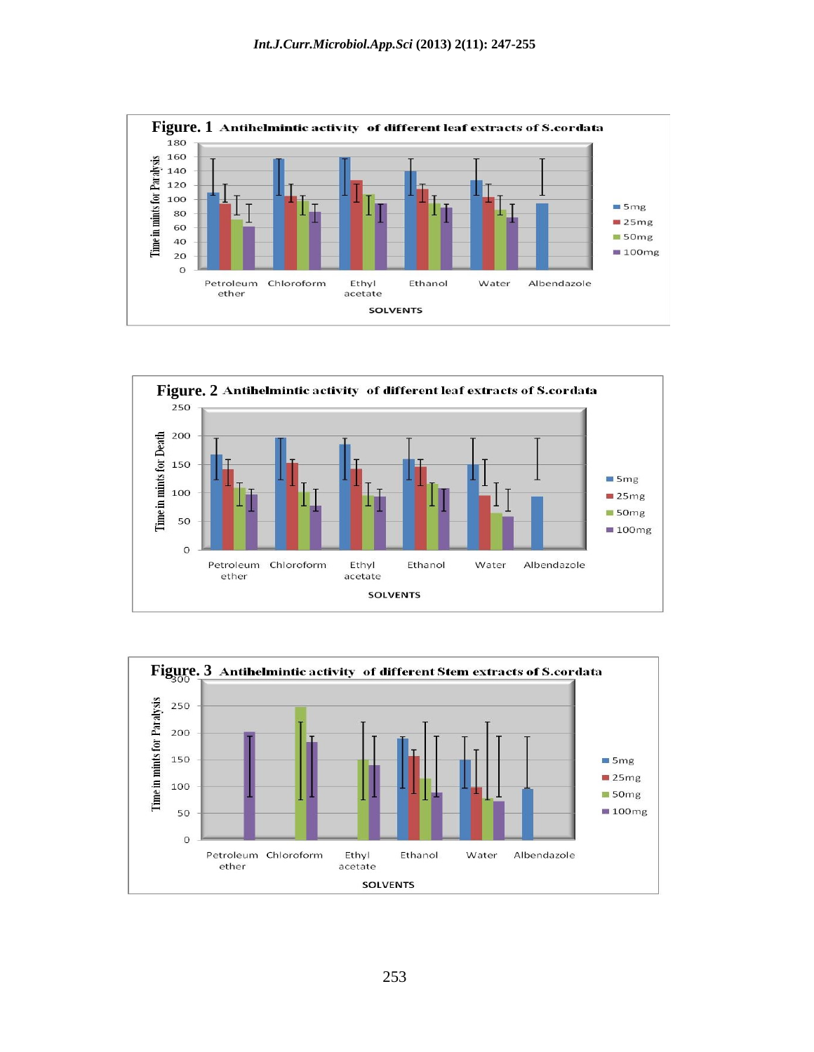**Figure. 1** Antihelmintic activity of different leaf extracts of S.cordata

**Figure. 2** Antihelmintic activity of different leaf extracts of S.cordata

**Figure. 3** Antihelmintic activity of different Stem extracts of S.cordata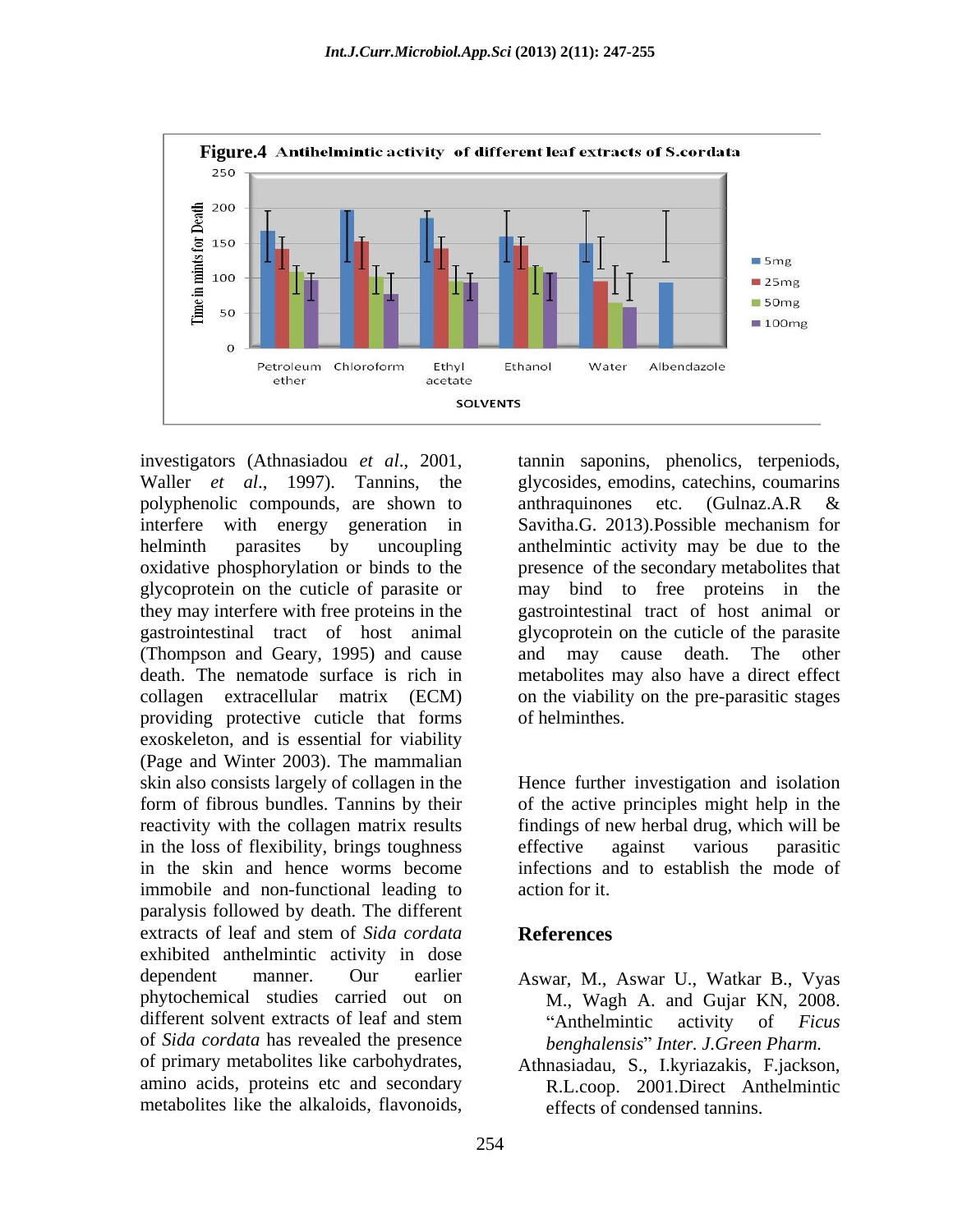**Figure.4** Antihelmintic activity of different leaf extracts of S.cordata

investigators (Athnasiadou *et al*., 2001, Waller *et al*., 1997). Tannins, the polyphenolic compounds, are shown to interfere with energy generation in helminth parasites by uncoupling oxidative phosphorylation or binds to the glycoprotein on the cuticle of parasite or they may interfere with free proteins in the gastrointestinal tract of host animal (Thompson and Geary, 1995) and cause death. The nematode surface is rich in collagen extracellular matrix (ECM) providing protective cuticle that forms exoskeleton, and is essential for viability (Page and Winter 2003). The mammalian skin also consists largely of collagen in the form of fibrous bundles. Tannins by their reactivity with the collagen matrix results in the loss of flexibility, brings toughness in the skin and hence worms become immobile and non-functional leading to paralysis followed by death. The different extracts of leaf and stem of *Sida cordata* exhibited anthelmintic activity in dose dependent manner. Our earlier phytochemical studies carried out on different solvent extracts of leaf and stem of *Sida cordata* has revealed the presence of primary metabolites like carbohydrates, amino acids, proteins etc and secondary metabolites like the alkaloids, flavonoids, tannin saponins, phenolics, terpeniods, glycosides, emodins, catechins, coumarins anthraquinones etc. (Gulnaz.A.R & Savitha.G. 2013).Possible mechanism for anthelmintic activity may be due to the presence of the secondary metabolites that may bind to free proteins in the gastrointestinal tract of host animal or glycoprotein on the cuticle of the parasite and may cause death. The other metabolites may also have a direct effect on the viability on the pre-parasitic stages of helminthes.

Hence further investigation and isolation of the active principles might help in the findings of new herbal drug, which will be effective against various parasitic infections and to establish the mode of action for it.

## References

Aswar, M., Aswar U., Watkar B., Vyas M., Wagh A. and Gujar KN, 2008. "Anthelmintic activity of *Ficus benghalensis*" *Inter. J.Green Pharm.*

Athnasiadau, S., I.kyriazakis, F.jackson, R.L.coop. 2001.Direct Anthelmintic effects of condensed tannins.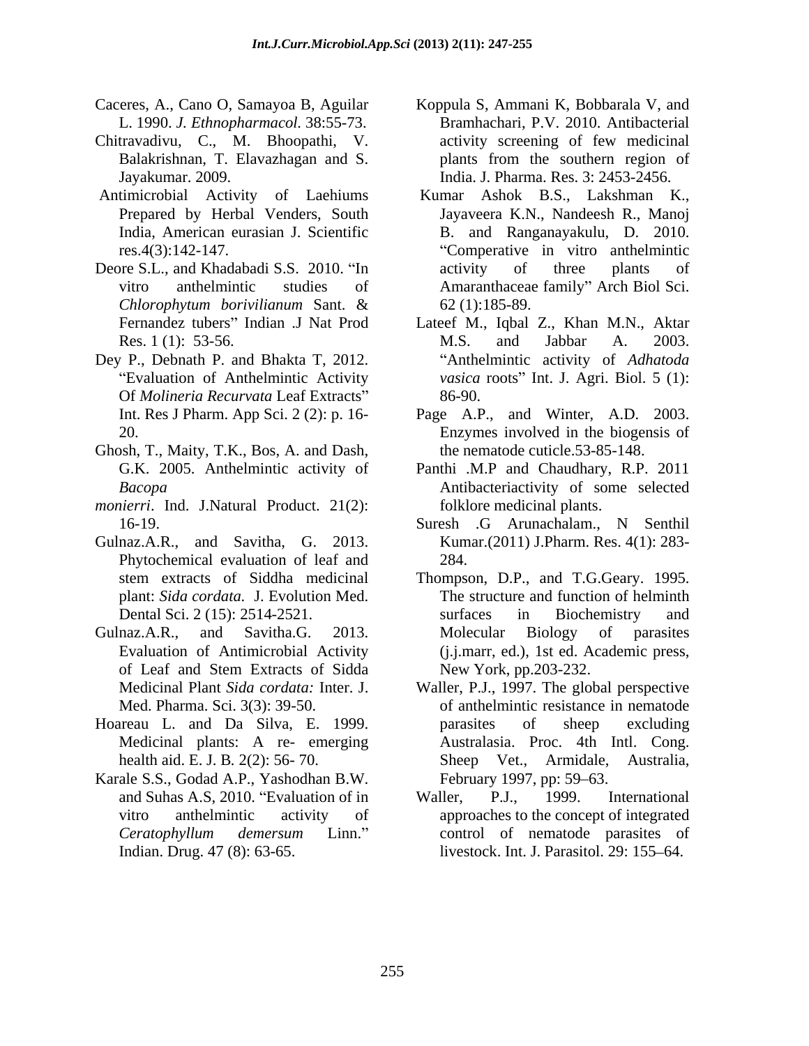Caceres, A., Cano O, Samayoa B, Aguilar L. 1990. *J. Ethnopharmacol.* 38:55-73.

Chitravadivu, C., M. Bhoopathi, V. Balakrishnan, T. Elavazhagan and S. Jayakumar. 2009.

Antimicrobial Activity of Laehiums Prepared by Herbal Venders, South India, American eurasian J. Scientific res.4(3):142-147.

Deore S.L., and Khadabadi S.S. 2010. "In vitro anthelmintic studies of *Chlorophytum borivilianum* Sant. & Fernandez tubers" Indian .J Nat Prod Res. 1 (1): 53-56.

Dey P., Debnath P. and Bhakta T, 2012. "Evaluation of Anthelmintic Activity Of *Molineria Recurvata* Leaf Extracts" Int. Res J Pharm. App Sci. 2 (2): p. 16-20.

Ghosh, T., Maity, T.K., Bos, A. and Dash, G.K. 2005. Anthelmintic activity of *Bacopa monierri*. Ind. J.Natural Product. 21(2): 16-19.

Gulnaz.A.R., and Savitha, G. 2013. Phytochemical evaluation of leaf and stem extracts of Siddha medicinal plant: *Sida cordata.* J. Evolution Med. Dental Sci. 2 (15): 2514-2521.

Gulnaz.A.R., and Savitha.G. 2013. Evaluation of Antimicrobial Activity of Leaf and Stem Extracts of Sidda Medicinal Plant *Sida cordata:* Inter. J. Med. Pharma. Sci. 3(3): 39-50.

Hoareau L. and Da Silva, E. 1999. Medicinal plants: A re- emerging health aid. E. J. B. 2(2): 56- 70.

Karale S.S., Godad A.P., Yashodhan B.W. and Suhas A.S, 2010. "Evaluation of in vitro anthelmintic activity of *Ceratophyllum demersum* Linn." Indian. Drug. 47 (8): 63-65.

Koppula S, Ammani K, Bobbarala V, and Bramhachari, P.V. 2010. Antibacterial activity screening of few medicinal plants from the southern region of India. J. Pharma. Res. 3: 2453-2456.

Kumar Ashok B.S., Lakshman K., Jayaveera K.N., Nandeesh R., Manoj B. and Ranganayakulu, D. 2010. "Comperative in vitro anthelmintic activity of three plants of Amaranthaceae family" Arch Biol Sci. 62 (1):185-89.

Lateef M., Iqbal Z., Khan M.N., Aktar M.S. and Jabbar A. 2003. "Anthelmintic activity of *Adhatoda vasica* roots" Int. J. Agri. Biol. 5 (1): 86-90.

Page A.P., and Winter, A.D. 2003. Enzymes involved in the biogensis of the nematode cuticle.53-85-148.

Panthi .M.P and Chaudhary, R.P. 2011 Antibacteriactivity of some selected folklore medicinal plants.

Suresh .G Arunachalam., N Senthil Kumar.(2011) J.Pharm. Res. 4(1): 283-284.

Thompson, D.P., and T.G.Geary. 1995. The structure and function of helminth surfaces in Biochemistry and Molecular Biology of parasites (j.j.marr, ed.), 1st ed. Academic press, New York, pp.203-232.

Waller, P.J., 1997. The global perspective of anthelmintic resistance in nematode parasites of sheep excluding Australasia. Proc. 4th Intl. Cong. Sheep Vet., Armidale, Australia, February 1997, pp: 59–63.

Waller, P.J., 1999. International approaches to the concept of integrated control of nematode parasites of livestock. Int. J. Parasitol. 29: 155–64.